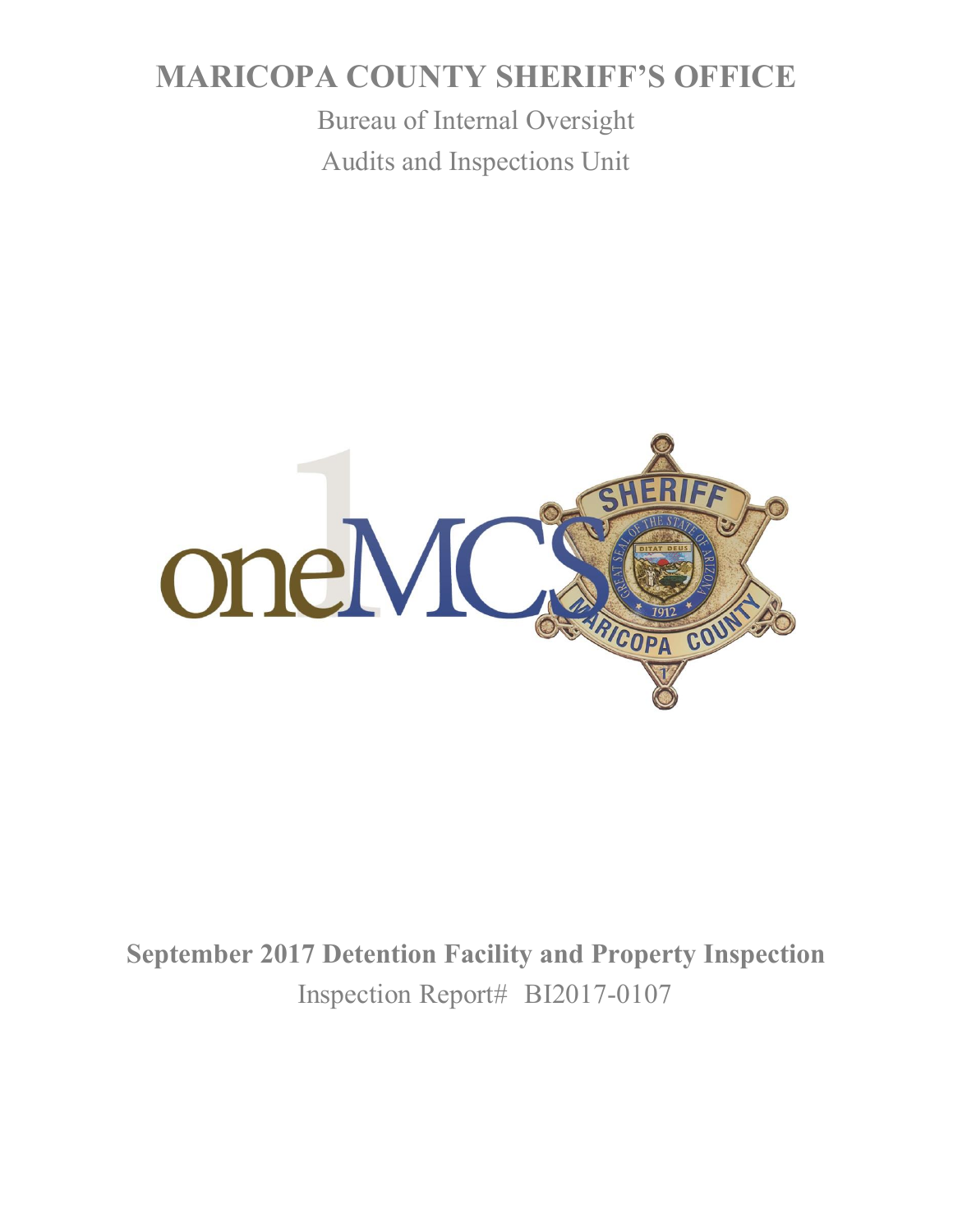# MARICOPA COUNTY SHERIFF'S OFFICE

Bureau of Internal Oversight

Audits and Inspections Unit

**September 2017 Detention Facility and Property Inspection**

Inspection Report# BI2017-0107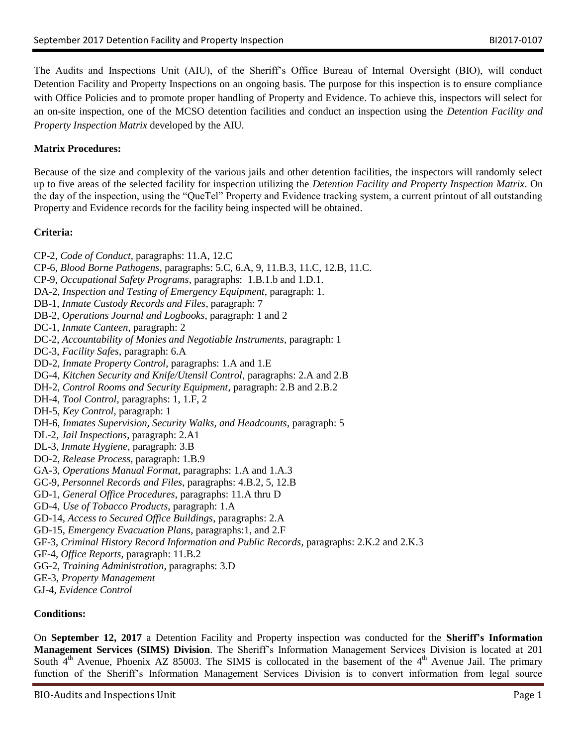The Audits and Inspections Unit (AIU), of the Sheriff's Office Bureau of Internal Oversight (BIO), will conduct Detention Facility and Property Inspections on an ongoing basis. The purpose for this inspection is to ensure compliance with Office Policies and to promote proper handling of Property and Evidence. To achieve this, inspectors will select for an on-site inspection, one of the MCSO detention facilities and conduct an inspection using the *Detention Facility and Property Inspection Matrix* developed by the AIU.

**Matrix Procedures:**

Because of the size and complexity of the various jails and other detention facilities, the inspectors will randomly select up to five areas of the selected facility for inspection utilizing the *Detention Facility and Property Inspection Matrix*. On the day of the inspection, using the "QueTel" Property and Evidence tracking system, a current printout of all outstanding Property and Evidence records for the facility being inspected will be obtained.

**Criteria:**

CP-2, *Code of Conduct*, paragraphs: 11.A, 12.C
CP-6, *Blood Borne Pathogens*, paragraphs: 5.C, 6.A, 9, 11.B.3, 11.C, 12.B, 11.C.
CP-9, *Occupational Safety Programs*, paragraphs: 1.B.1.b and 1.D.1.
DA-2, *Inspection and Testing of Emergency Equipment*, paragraph: 1.
DB-1, *Inmate Custody Records and Files*, paragraph: 7
DB-2, *Operations Journal and Logbooks*, paragraph: 1 and 2
DC-1, *Inmate Canteen*, paragraph: 2
DC-2, *Accountability of Monies and Negotiable Instruments*, paragraph: 1
DC-3, *Facility Safes*, paragraph: 6.A
DD-2, *Inmate Property Control*, paragraphs: 1.A and 1.E
DG-4, *Kitchen Security and Knife/Utensil Control*, paragraphs: 2.A and 2.B
DH-2, *Control Rooms and Security Equipment*, paragraph: 2.B and 2.B.2
DH-4, *Tool Control*, paragraphs: 1, 1.F, 2
DH-5, *Key Control*, paragraph: 1
DH-6, *Inmates Supervision, Security Walks, and Headcounts*, paragraph: 5
DL-2, *Jail Inspections*, paragraph: 2.A1
DL-3, *Inmate Hygiene*, paragraph: 3.B
DO-2, *Release Process*, paragraph: 1.B.9
GA-3, *Operations Manual Format*, paragraphs: 1.A and 1.A.3
GC-9, *Personnel Records and Files*, paragraphs: 4.B.2, 5, 12.B
GD-1, *General Office Procedures*, paragraphs: 11.A thru D
GD-4, *Use of Tobacco Products*, paragraph: 1.A
GD-14, *Access to Secured Office Buildings*, paragraphs: 2.A
GD-15, *Emergency Evacuation Plans*, paragraphs:1, and 2.F
GF-3, *Criminal History Record Information and Public Records*, paragraphs: 2.K.2 and 2.K.3
GF-4, *Office Reports*, paragraph: 11.B.2
GG-2, *Training Administration*, paragraphs: 3.D
GE-3, *Property Management*
GJ-4, *Evidence Control*

**Conditions:**

On **September 12, 2017** a Detention Facility and Property inspection was conducted for the **Sheriff's Information Management Services (SIMS) Division**. The Sheriff's Information Management Services Division is located at 201 South 4th Avenue, Phoenix AZ 85003. The SIMS is collocated in the basement of the 4th Avenue Jail. The primary function of the Sheriff's Information Management Services Division is to convert information from legal source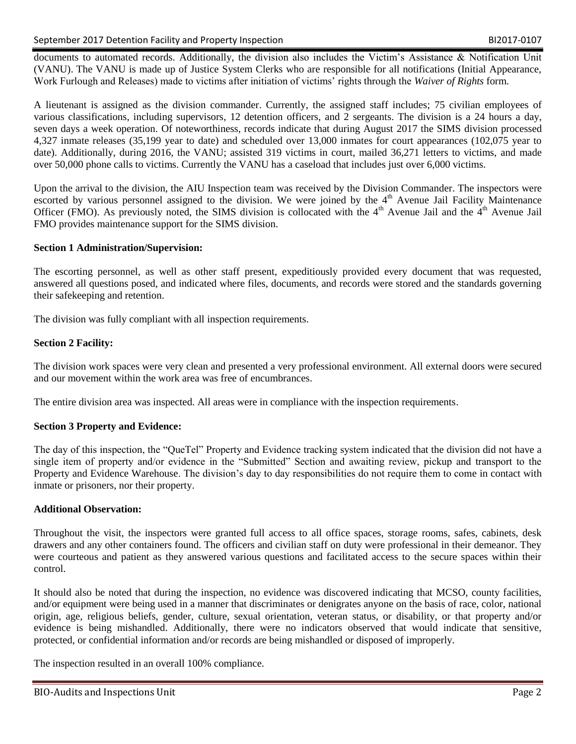documents to automated records. Additionally, the division also includes the Victim's Assistance & Notification Unit (VANU). The VANU is made up of Justice System Clerks who are responsible for all notifications (Initial Appearance, Work Furlough and Releases) made to victims after initiation of victims' rights through the *Waiver of Rights* form.

A lieutenant is assigned as the division commander. Currently, the assigned staff includes; 75 civilian employees of various classifications, including supervisors, 12 detention officers, and 2 sergeants. The division is a 24 hours a day, seven days a week operation. Of noteworthiness, records indicate that during August 2017 the SIMS division processed 4,327 inmate releases (35,199 year to date) and scheduled over 13,000 inmates for court appearances (102,075 year to date). Additionally, during 2016, the VANU; assisted 319 victims in court, mailed 36,271 letters to victims, and made over 50,000 phone calls to victims. Currently the VANU has a caseload that includes just over 6,000 victims.

Upon the arrival to the division, the AIU Inspection team was received by the Division Commander. The inspectors were escorted by various personnel assigned to the division. We were joined by the 4th Avenue Jail Facility Maintenance Officer (FMO). As previously noted, the SIMS division is collocated with the 4th Avenue Jail and the 4th Avenue Jail FMO provides maintenance support for the SIMS division.

**Section 1 Administration/Supervision:**

The escorting personnel, as well as other staff present, expeditiously provided every document that was requested, answered all questions posed, and indicated where files, documents, and records were stored and the standards governing their safekeeping and retention.

The division was fully compliant with all inspection requirements.

**Section 2 Facility:**

The division work spaces were very clean and presented a very professional environment. All external doors were secured and our movement within the work area was free of encumbrances.

The entire division area was inspected. All areas were in compliance with the inspection requirements.

**Section 3 Property and Evidence:**

The day of this inspection, the "QueTel" Property and Evidence tracking system indicated that the division did not have a single item of property and/or evidence in the "Submitted" Section and awaiting review, pickup and transport to the Property and Evidence Warehouse. The division's day to day responsibilities do not require them to come in contact with inmate or prisoners, nor their property.

**Additional Observation:**

Throughout the visit, the inspectors were granted full access to all office spaces, storage rooms, safes, cabinets, desk drawers and any other containers found. The officers and civilian staff on duty were professional in their demeanor. They were courteous and patient as they answered various questions and facilitated access to the secure spaces within their control.

It should also be noted that during the inspection, no evidence was discovered indicating that MCSO, county facilities, and/or equipment were being used in a manner that discriminates or denigrates anyone on the basis of race, color, national origin, age, religious beliefs, gender, culture, sexual orientation, veteran status, or disability, or that property and/or evidence is being mishandled. Additionally, there were no indicators observed that would indicate that sensitive, protected, or confidential information and/or records are being mishandled or disposed of improperly.

The inspection resulted in an overall 100% compliance.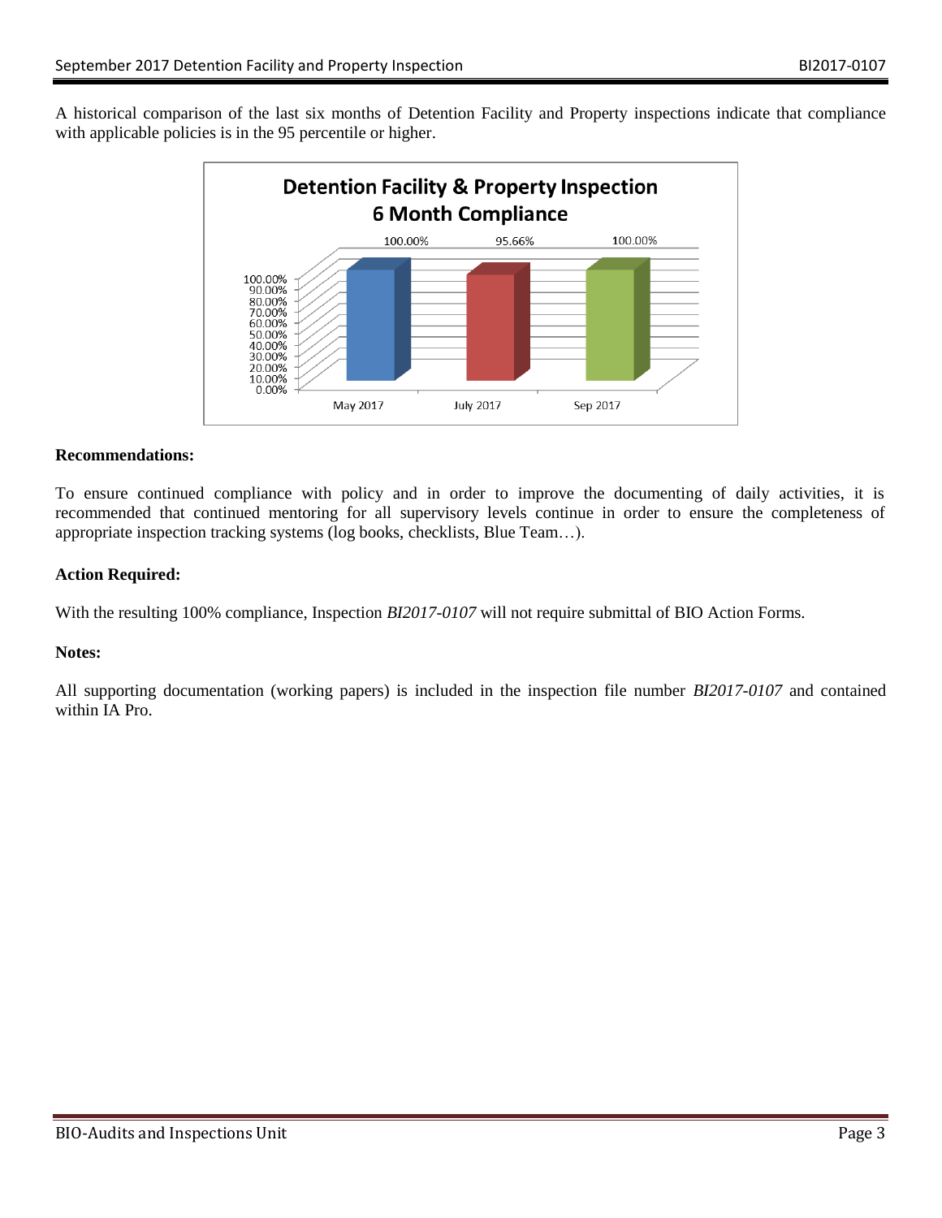A historical comparison of the last six months of Detention Facility and Property inspections indicate that compliance with applicable policies is in the 95 percentile or higher.

**Detention Facility & Property Inspection 6 Month Compliance**

| | May 2017 | July 2017 | Sep 2017 |
|---|---|---|---|
| Compliance | 100.00% | 95.66% | 100.00% |

**Recommendations:**

To ensure continued compliance with policy and in order to improve the documenting of daily activities, it is recommended that continued mentoring for all supervisory levels continue in order to ensure the completeness of appropriate inspection tracking systems (log books, checklists, Blue Team…).

**Action Required:**

With the resulting 100% compliance, Inspection *BI2017-0107* will not require submittal of BIO Action Forms.

**Notes:**

All supporting documentation (working papers) is included in the inspection file number *BI2017-0107* and contained within IA Pro.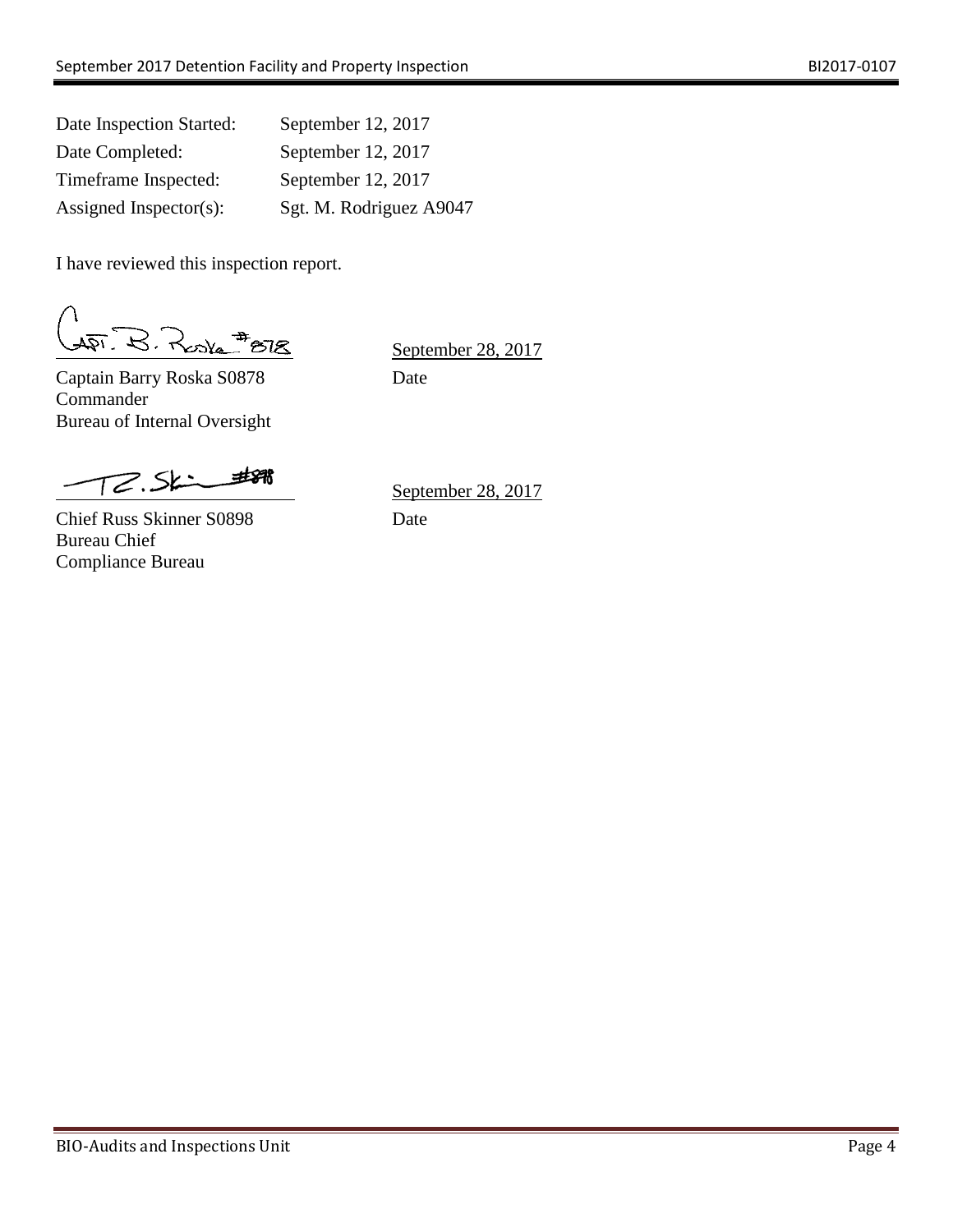| | |
|---|---|
| Date Inspection Started: | September 12, 2017 |
| Date Completed: | September 12, 2017 |
| Timeframe Inspected: | September 12, 2017 |
| Assigned Inspector(s): | Sgt. M. Rodriguez A9047 |

I have reviewed this inspection report.

Capt. B. Roska #878

Captain Barry Roska S0878
Commander
Bureau of Internal Oversight

September 28, 2017
Date

R. Skinner #898

Chief Russ Skinner S0898
Bureau Chief
Compliance Bureau

September 28, 2017
Date